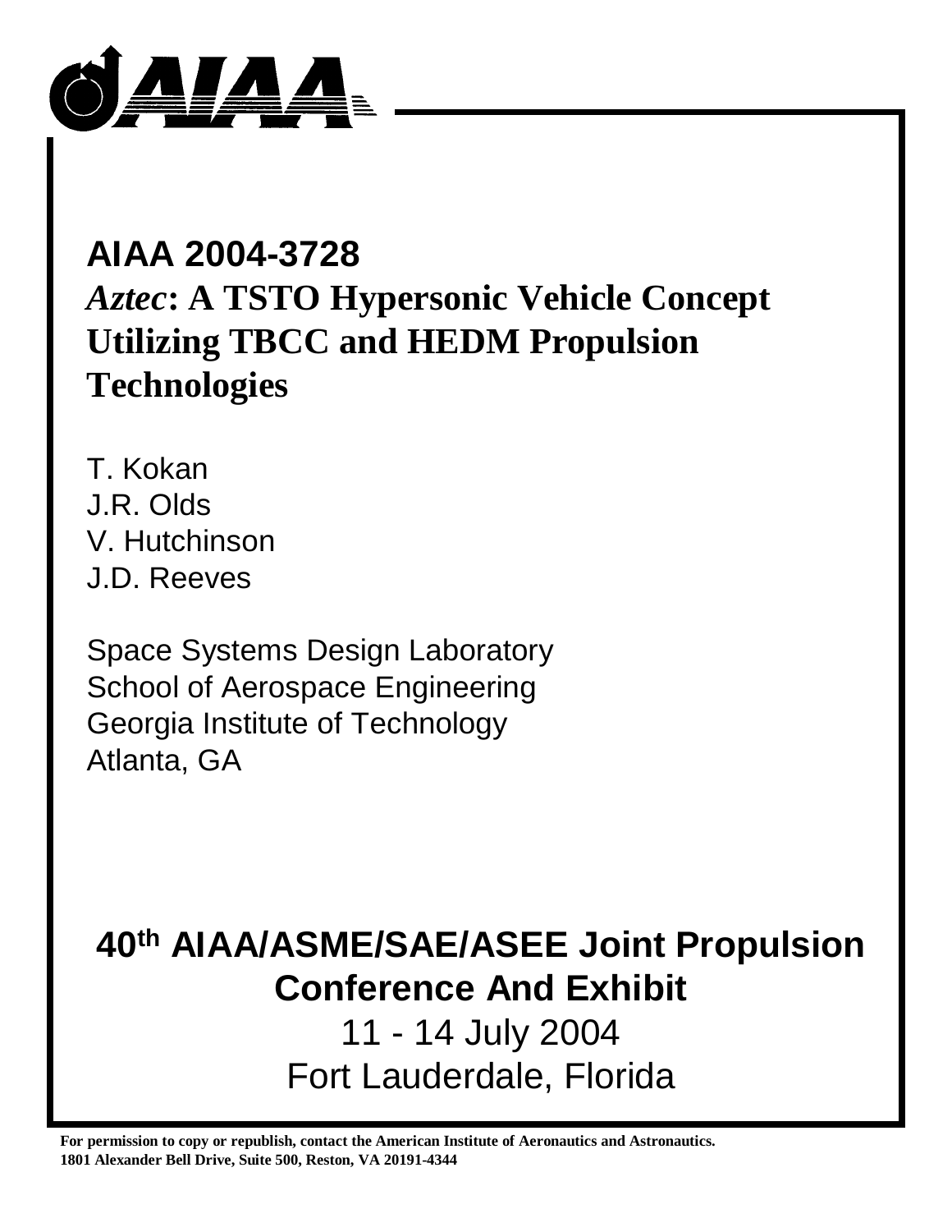# AIAA 2004-3728

## *Aztec*: A TSTO Hypersonic Vehicle Concept Utilizing TBCC and HEDM Propulsion Technologies

T. Kokan
J.R. Olds
V. Hutchinson
J.D. Reeves

Space Systems Design Laboratory
School of Aerospace Engineering
Georgia Institute of Technology
Atlanta, GA

## 40th AIAA/ASME/SAE/ASEE Joint Propulsion Conference And Exhibit

11 - 14 July 2004
Fort Lauderdale, Florida

**For permission to copy or republish, contact the American Institute of Aeronautics and Astronautics. 1801 Alexander Bell Drive, Suite 500, Reston, VA 20191-4344**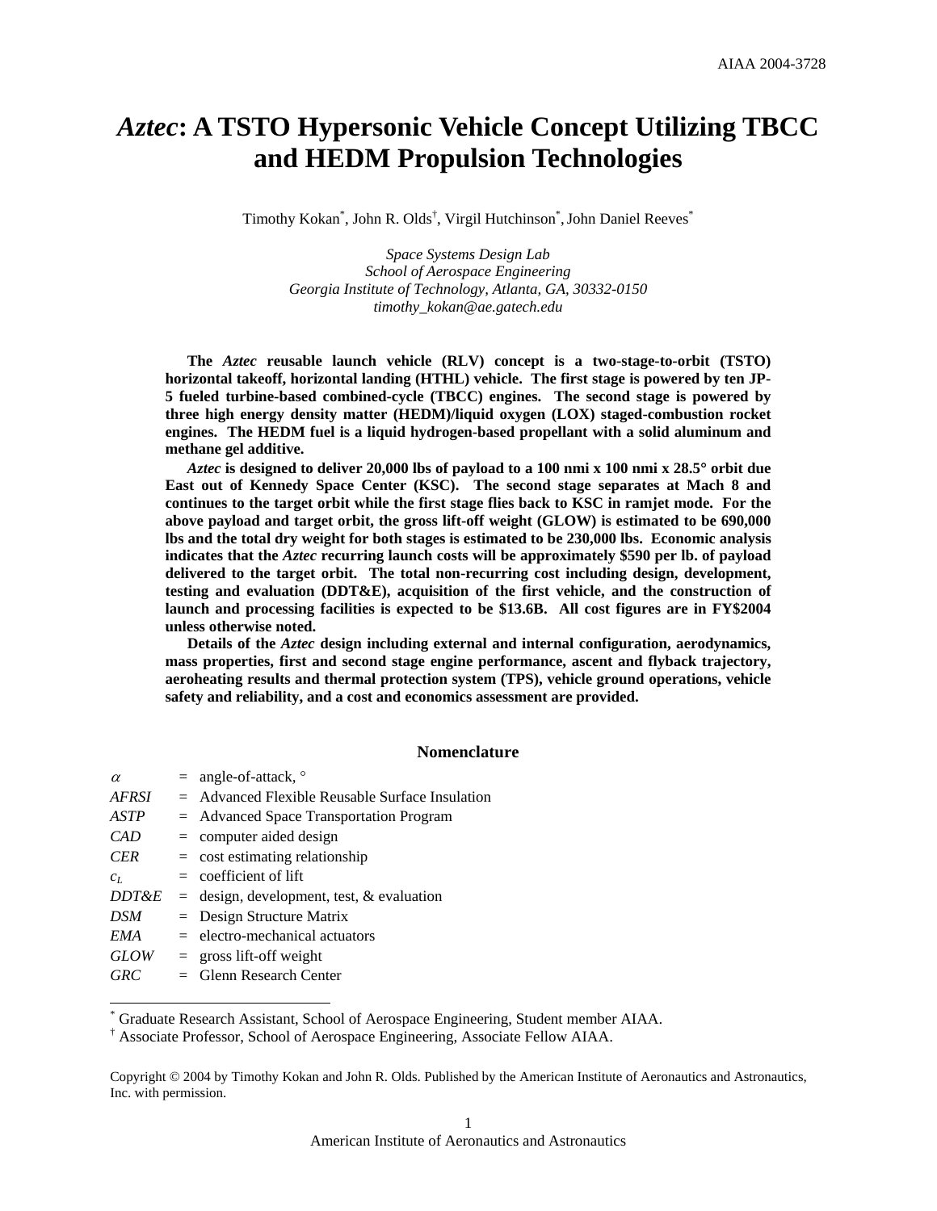# *Aztec*: A TSTO Hypersonic Vehicle Concept Utilizing TBCC and HEDM Propulsion Technologies

Timothy Kokan[*], John R. Olds[†], Virgil Hutchinson[*], John Daniel Reeves[*]

*Space Systems Design Lab*
*School of Aerospace Engineering*
*Georgia Institute of Technology, Atlanta, GA, 30332-0150*
*timothy_kokan@ae.gatech.edu*

**The *Aztec* reusable launch vehicle (RLV) concept is a two-stage-to-orbit (TSTO) horizontal takeoff, horizontal landing (HTHL) vehicle. The first stage is powered by ten JP-5 fueled turbine-based combined-cycle (TBCC) engines. The second stage is powered by three high energy density matter (HEDM)/liquid oxygen (LOX) staged-combustion rocket engines. The HEDM fuel is a liquid hydrogen-based propellant with a solid aluminum and methane gel additive.**

***Aztec* is designed to deliver 20,000 lbs of payload to a 100 nmi x 100 nmi x 28.5° orbit due East out of Kennedy Space Center (KSC). The second stage separates at Mach 8 and continues to the target orbit while the first stage flies back to KSC in ramjet mode. For the above payload and target orbit, the gross lift-off weight (GLOW) is estimated to be 690,000 lbs and the total dry weight for both stages is estimated to be 230,000 lbs. Economic analysis indicates that the *Aztec* recurring launch costs will be approximately $590 per lb. of payload delivered to the target orbit. The total non-recurring cost including design, development, testing and evaluation (DDT&E), acquisition of the first vehicle, and the construction of launch and processing facilities is expected to be $13.6B. All cost figures are in FY$2004 unless otherwise noted.**

**Details of the *Aztec* design including external and internal configuration, aerodynamics, mass properties, first and second stage engine performance, ascent and flyback trajectory, aeroheating results and thermal protection system (TPS), vehicle ground operations, vehicle safety and reliability, and a cost and economics assessment are provided.**

## Nomenclature

| | | |
|---|---|---|
| $\alpha$ | = | angle-of-attack, ° |
| *AFRSI* | = | Advanced Flexible Reusable Surface Insulation |
| *ASTP* | = | Advanced Space Transportation Program |
| *CAD* | = | computer aided design |
| *CER* | = | cost estimating relationship |
| $c_L$ | = | coefficient of lift |
| *DDT&E* | = | design, development, test, & evaluation |
| *DSM* | = | Design Structure Matrix |
| *EMA* | = | electro-mechanical actuators |
| *GLOW* | = | gross lift-off weight |
| *GRC* | = | Glenn Research Center |

[*] Graduate Research Assistant, School of Aerospace Engineering, Student member AIAA.
[†] Associate Professor, School of Aerospace Engineering, Associate Fellow AIAA.

Copyright © 2004 by Timothy Kokan and John R. Olds. Published by the American Institute of Aeronautics and Astronautics, Inc. with permission.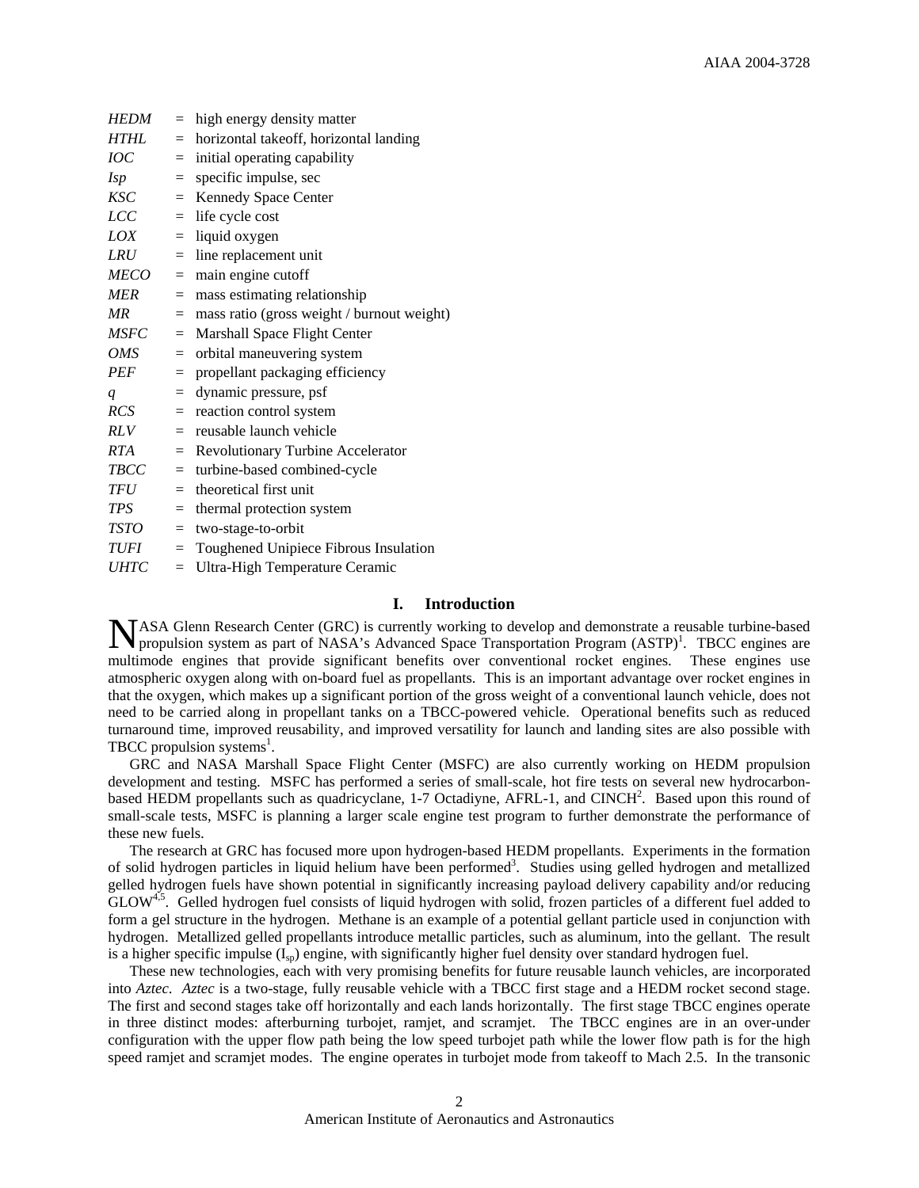| | | |
|---|---|---|
| *HEDM* | = | high energy density matter |
| *HTHL* | = | horizontal takeoff, horizontal landing |
| *IOC* | = | initial operating capability |
| *Isp* | = | specific impulse, sec |
| *KSC* | = | Kennedy Space Center |
| *LCC* | = | life cycle cost |
| *LOX* | = | liquid oxygen |
| *LRU* | = | line replacement unit |
| *MECO* | = | main engine cutoff |
| *MER* | = | mass estimating relationship |
| *MR* | = | mass ratio (gross weight / burnout weight) |
| *MSFC* | = | Marshall Space Flight Center |
| *OMS* | = | orbital maneuvering system |
| *PEF* | = | propellant packaging efficiency |
| *q* | = | dynamic pressure, psf |
| *RCS* | = | reaction control system |
| *RLV* | = | reusable launch vehicle |
| *RTA* | = | Revolutionary Turbine Accelerator |
| *TBCC* | = | turbine-based combined-cycle |
| *TFU* | = | theoretical first unit |
| *TPS* | = | thermal protection system |
| *TSTO* | = | two-stage-to-orbit |
| *TUFI* | = | Toughened Unipiece Fibrous Insulation |
| *UHTC* | = | Ultra-High Temperature Ceramic |

## I. Introduction

NASA Glenn Research Center (GRC) is currently working to develop and demonstrate a reusable turbine-based propulsion system as part of NASA's Advanced Space Transportation Program (ASTP)[1]. TBCC engines are multimode engines that provide significant benefits over conventional rocket engines. These engines use atmospheric oxygen along with on-board fuel as propellants. This is an important advantage over rocket engines in that the oxygen, which makes up a significant portion of the gross weight of a conventional launch vehicle, does not need to be carried along in propellant tanks on a TBCC-powered vehicle. Operational benefits such as reduced turnaround time, improved reusability, and improved versatility for launch and landing sites are also possible with TBCC propulsion systems[1].

GRC and NASA Marshall Space Flight Center (MSFC) are also currently working on HEDM propulsion development and testing. MSFC has performed a series of small-scale, hot fire tests on several new hydrocarbon-based HEDM propellants such as quadricyclane, 1-7 Octadiyne, AFRL-1, and CINCH[2]. Based upon this round of small-scale tests, MSFC is planning a larger scale engine test program to further demonstrate the performance of these new fuels.

The research at GRC has focused more upon hydrogen-based HEDM propellants. Experiments in the formation of solid hydrogen particles in liquid helium have been performed[3]. Studies using gelled hydrogen and metallized gelled hydrogen fuels have shown potential in significantly increasing payload delivery capability and/or reducing GLOW[4,5]. Gelled hydrogen fuel consists of liquid hydrogen with solid, frozen particles of a different fuel added to form a gel structure in the hydrogen. Methane is an example of a potential gellant particle used in conjunction with hydrogen. Metallized gelled propellants introduce metallic particles, such as aluminum, into the gellant. The result is a higher specific impulse ($I_{sp}$) engine, with significantly higher fuel density over standard hydrogen fuel.

These new technologies, each with very promising benefits for future reusable launch vehicles, are incorporated into *Aztec*. *Aztec* is a two-stage, fully reusable vehicle with a TBCC first stage and a HEDM rocket second stage. The first and second stages take off horizontally and each lands horizontally. The first stage TBCC engines operate in three distinct modes: afterburning turbojet, ramjet, and scramjet. The TBCC engines are in an over-under configuration with the upper flow path being the low speed turbojet path while the lower flow path is for the high speed ramjet and scramjet modes. The engine operates in turbojet mode from takeoff to Mach 2.5. In the transonic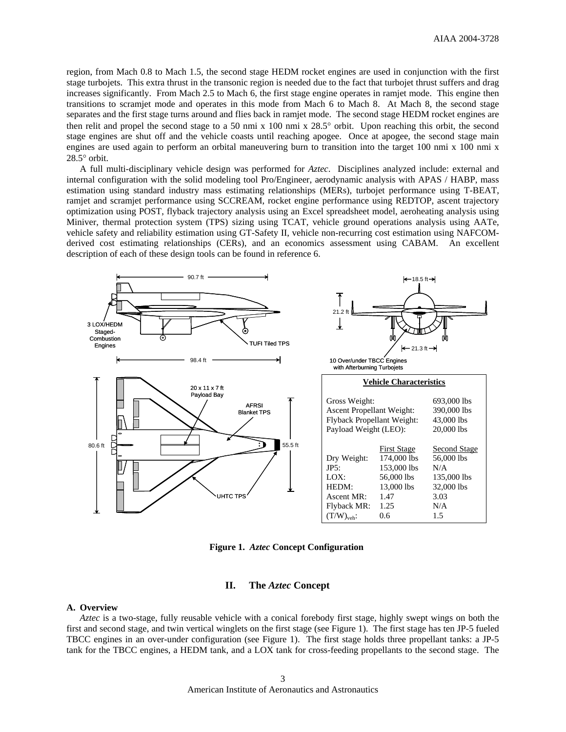region, from Mach 0.8 to Mach 1.5, the second stage HEDM rocket engines are used in conjunction with the first stage turbojets. This extra thrust in the transonic region is needed due to the fact that turbojet thrust suffers and drag increases significantly. From Mach 2.5 to Mach 6, the first stage engine operates in ramjet mode. This engine then transitions to scramjet mode and operates in this mode from Mach 6 to Mach 8. At Mach 8, the second stage separates and the first stage turns around and flies back in ramjet mode. The second stage HEDM rocket engines are then relit and propel the second stage to a 50 nmi x 100 nmi x 28.5° orbit. Upon reaching this orbit, the second stage engines are shut off and the vehicle coasts until reaching apogee. Once at apogee, the second stage main engines are used again to perform an orbital maneuvering burn to transition into the target 100 nmi x 100 nmi x 28.5° orbit.

A full multi-disciplinary vehicle design was performed for *Aztec*. Disciplines analyzed include: external and internal configuration with the solid modeling tool Pro/Engineer, aerodynamic analysis with APAS / HABP, mass estimation using standard industry mass estimating relationships (MERs), turbojet performance using T-BEAT, ramjet and scramjet performance using SCCREAM, rocket engine performance using REDTOP, ascent trajectory optimization using POST, flyback trajectory analysis using an Excel spreadsheet model, aeroheating analysis using Miniver, thermal protection system (TPS) sizing using TCAT, vehicle ground operations analysis using AATe, vehicle safety and reliability estimation using GT-Safety II, vehicle non-recurring cost estimation using NAFCOM-derived cost estimating relationships (CERs), and an economics assessment using CABAM. An excellent description of each of these design tools can be found in reference 6.

90.7 ft | 98.4 ft | 3 LOX/HEDM Staged-Combustion Engines | TUFI Tiled TPS | 18.5 ft | 21.2 ft | 21.3 ft | 10 Over/under TBCC Engines with Afterburning Turbojets | 80.6 ft | 55.5 ft | 20 x 11 x 7 ft Payload Bay | AFRSI Blanket TPS | UHTC TPS

**Vehicle Characteristics**

| | | |
|---|---|---|
| Gross Weight: | | 693,000 lbs |
| Ascent Propellant Weight: | | 390,000 lbs |
| Flyback Propellant Weight: | | 43,000 lbs |
| Payload Weight (LEO): | | 20,000 lbs |

| | First Stage | Second Stage |
|---|---|---|
| Dry Weight: | 174,000 lbs | 56,000 lbs |
| JP5: | 153,000 lbs | N/A |
| LOX: | 56,000 lbs | 135,000 lbs |
| HEDM: | 13,000 lbs | 32,000 lbs |
| Ascent MR: | 1.47 | 3.03 |
| Flyback MR: | 1.25 | N/A |
| $(T/W)_{veh}$: | 0.6 | 1.5 |

**Figure 1. *Aztec* Concept Configuration**

## II. The *Aztec* Concept

### A. Overview

*Aztec* is a two-stage, fully reusable vehicle with a conical forebody first stage, highly swept wings on both the first and second stage, and twin vertical winglets on the first stage (see Figure 1). The first stage has ten JP-5 fueled TBCC engines in an over-under configuration (see Figure 1). The first stage holds three propellant tanks: a JP-5 tank for the TBCC engines, a HEDM tank, and a LOX tank for cross-feeding propellants to the second stage. The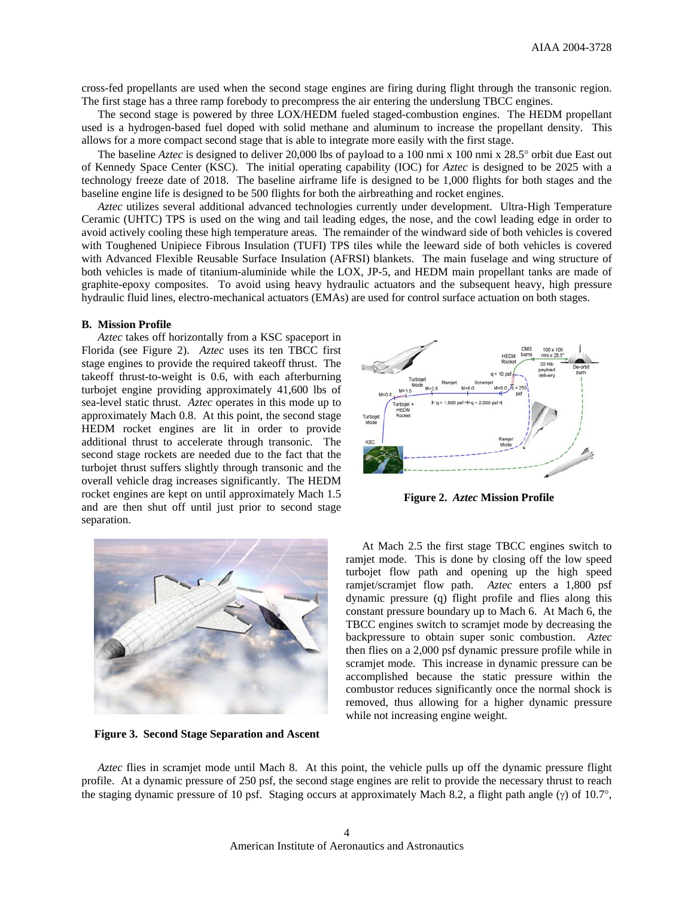cross-fed propellants are used when the second stage engines are firing during flight through the transonic region. The first stage has a three ramp forebody to precompress the air entering the underslung TBCC engines.

The second stage is powered by three LOX/HEDM fueled staged-combustion engines. The HEDM propellant used is a hydrogen-based fuel doped with solid methane and aluminum to increase the propellant density. This allows for a more compact second stage that is able to integrate more easily with the first stage.

The baseline *Aztec* is designed to deliver 20,000 lbs of payload to a 100 nmi x 100 nmi x 28.5° orbit due East out of Kennedy Space Center (KSC). The initial operating capability (IOC) for *Aztec* is designed to be 2025 with a technology freeze date of 2018. The baseline airframe life is designed to be 1,000 flights for both stages and the baseline engine life is designed to be 500 flights for both the airbreathing and rocket engines.

*Aztec* utilizes several additional advanced technologies currently under development. Ultra-High Temperature Ceramic (UHTC) TPS is used on the wing and tail leading edges, the nose, and the cowl leading edge in order to avoid actively cooling these high temperature areas. The remainder of the windward side of both vehicles is covered with Toughened Unipiece Fibrous Insulation (TUFI) TPS tiles while the leeward side of both vehicles is covered with Advanced Flexible Reusable Surface Insulation (AFRSI) blankets. The main fuselage and wing structure of both vehicles is made of titanium-aluminide while the LOX, JP-5, and HEDM main propellant tanks are made of graphite-epoxy composites. To avoid using heavy hydraulic actuators and the subsequent heavy, high pressure hydraulic fluid lines, electro-mechanical actuators (EMAs) are used for control surface actuation on both stages.

### B. Mission Profile

*Aztec* takes off horizontally from a KSC spaceport in Florida (see Figure 2). *Aztec* uses its ten TBCC first stage engines to provide the required takeoff thrust. The takeoff thrust-to-weight is 0.6, with each afterburning turbojet engine providing approximately 41,600 lbs of sea-level static thrust. *Aztec* operates in this mode up to approximately Mach 0.8. At this point, the second stage HEDM rocket engines are lit in order to provide additional thrust to accelerate through transonic. The second stage rockets are needed due to the fact that the turbojet thrust suffers slightly through transonic and the overall vehicle drag increases significantly. The HEDM rocket engines are kept on until approximately Mach 1.5 and are then shut off until just prior to second stage separation.

**Figure 2. *Aztec* Mission Profile**

At Mach 2.5 the first stage TBCC engines switch to ramjet mode. This is done by closing off the low speed turbojet flow path and opening up the high speed ramjet/scramjet flow path. *Aztec* enters a 1,800 psf dynamic pressure (q) flight profile and flies along this constant pressure boundary up to Mach 6. At Mach 6, the TBCC engines switch to scramjet mode by decreasing the backpressure to obtain super sonic combustion. *Aztec* then flies on a 2,000 psf dynamic pressure profile while in scramjet mode. This increase in dynamic pressure can be accomplished because the static pressure within the combustor reduces significantly once the normal shock is removed, thus allowing for a higher dynamic pressure while not increasing engine weight.

**Figure 3. Second Stage Separation and Ascent**

*Aztec* flies in scramjet mode until Mach 8. At this point, the vehicle pulls up off the dynamic pressure flight profile. At a dynamic pressure of 250 psf, the second stage engines are relit to provide the necessary thrust to reach the staging dynamic pressure of 10 psf. Staging occurs at approximately Mach 8.2, a flight path angle (γ) of 10.7°,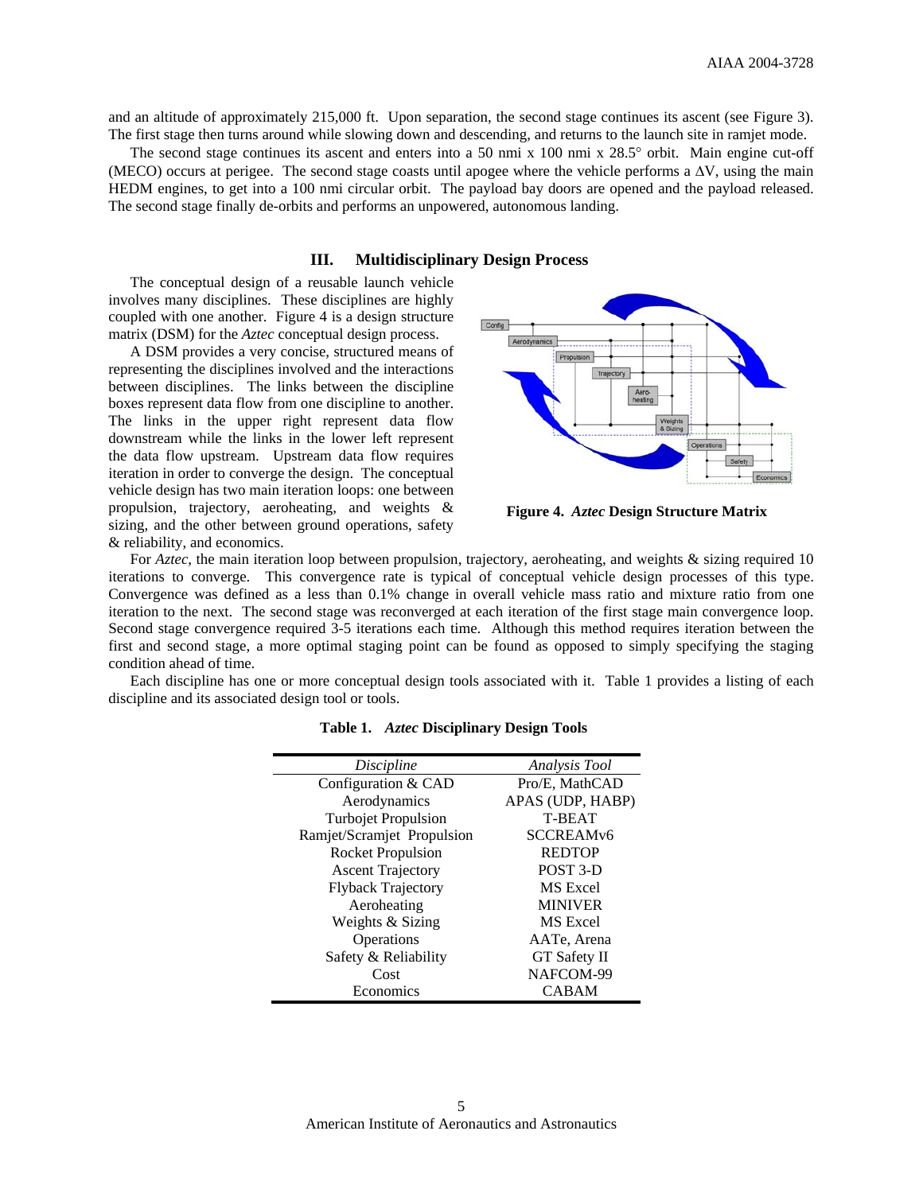and an altitude of approximately 215,000 ft. Upon separation, the second stage continues its ascent (see Figure 3). The first stage then turns around while slowing down and descending, and returns to the launch site in ramjet mode.

The second stage continues its ascent and enters into a 50 nmi x 100 nmi x 28.5° orbit. Main engine cut-off (MECO) occurs at perigee. The second stage coasts until apogee where the vehicle performs a ΔV, using the main HEDM engines, to get into a 100 nmi circular orbit. The payload bay doors are opened and the payload released. The second stage finally de-orbits and performs an unpowered, autonomous landing.

## III. Multidisciplinary Design Process

The conceptual design of a reusable launch vehicle involves many disciplines. These disciplines are highly coupled with one another. Figure 4 is a design structure matrix (DSM) for the *Aztec* conceptual design process.

A DSM provides a very concise, structured means of representing the disciplines involved and the interactions between disciplines. The links between the discipline boxes represent data flow from one discipline to another. The links in the upper right represent data flow downstream while the links in the lower left represent the data flow upstream. Upstream data flow requires iteration in order to converge the design. The conceptual vehicle design has two main iteration loops: one between propulsion, trajectory, aeroheating, and weights & sizing, and the other between ground operations, safety & reliability, and economics.

**Figure 4. *Aztec* Design Structure Matrix**

For *Aztec*, the main iteration loop between propulsion, trajectory, aeroheating, and weights & sizing required 10 iterations to converge. This convergence rate is typical of conceptual vehicle design processes of this type. Convergence was defined as a less than 0.1% change in overall vehicle mass ratio and mixture ratio from one iteration to the next. The second stage was reconverged at each iteration of the first stage main convergence loop. Second stage convergence required 3-5 iterations each time. Although this method requires iteration between the first and second stage, a more optimal staging point can be found as opposed to simply specifying the staging condition ahead of time.

Each discipline has one or more conceptual design tools associated with it. Table 1 provides a listing of each discipline and its associated design tool or tools.

**Table 1. *Aztec* Disciplinary Design Tools**

| *Discipline* | *Analysis Tool* |
|---|---|
| Configuration & CAD | Pro/E, MathCAD |
| Aerodynamics | APAS (UDP, HABP) |
| Turbojet Propulsion | T-BEAT |
| Ramjet/Scramjet Propulsion | SCCREAMv6 |
| Rocket Propulsion | REDTOP |
| Ascent Trajectory | POST 3-D |
| Flyback Trajectory | MS Excel |
| Aeroheating | MINIVER |
| Weights & Sizing | MS Excel |
| Operations | AATe, Arena |
| Safety & Reliability | GT Safety II |
| Cost | NAFCOM-99 |
| Economics | CABAM |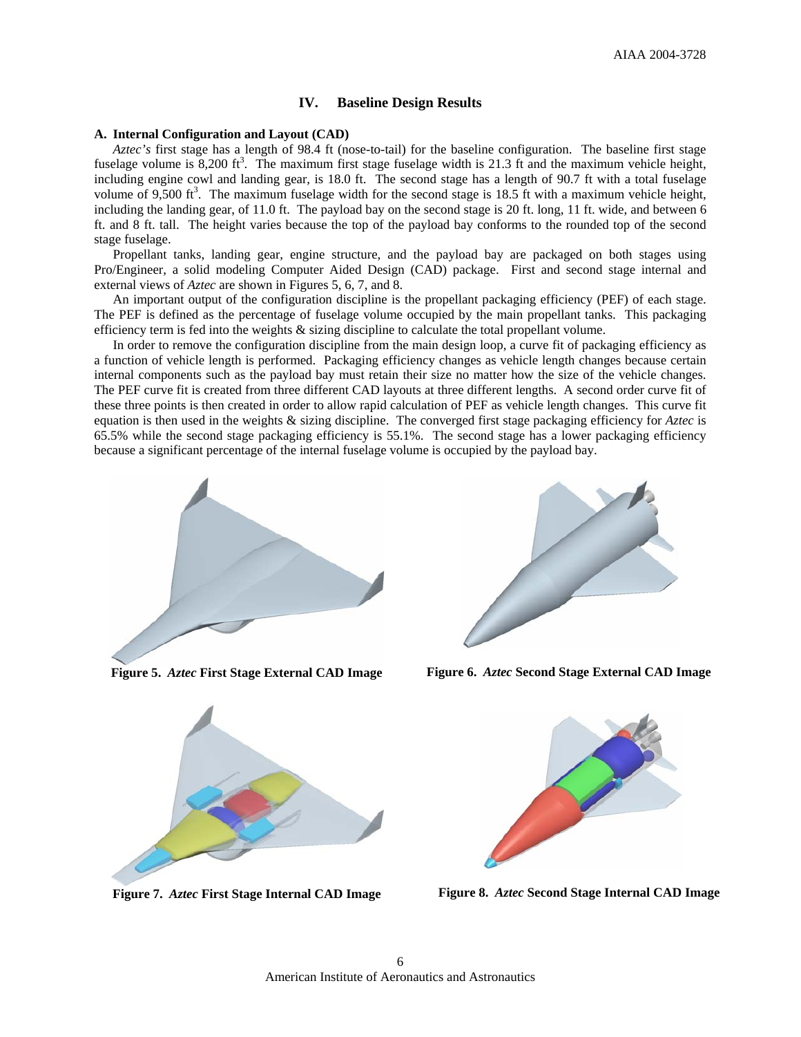## IV. Baseline Design Results

### A. Internal Configuration and Layout (CAD)

*Aztec's* first stage has a length of 98.4 ft (nose-to-tail) for the baseline configuration. The baseline first stage fuselage volume is 8,200 ft$^3$. The maximum first stage fuselage width is 21.3 ft and the maximum vehicle height, including engine cowl and landing gear, is 18.0 ft. The second stage has a length of 90.7 ft with a total fuselage volume of 9,500 ft$^3$. The maximum fuselage width for the second stage is 18.5 ft with a maximum vehicle height, including the landing gear, of 11.0 ft. The payload bay on the second stage is 20 ft. long, 11 ft. wide, and between 6 ft. and 8 ft. tall. The height varies because the top of the payload bay conforms to the rounded top of the second stage fuselage.

Propellant tanks, landing gear, engine structure, and the payload bay are packaged on both stages using Pro/Engineer, a solid modeling Computer Aided Design (CAD) package. First and second stage internal and external views of *Aztec* are shown in Figures 5, 6, 7, and 8.

An important output of the configuration discipline is the propellant packaging efficiency (PEF) of each stage. The PEF is defined as the percentage of fuselage volume occupied by the main propellant tanks. This packaging efficiency term is fed into the weights & sizing discipline to calculate the total propellant volume.

In order to remove the configuration discipline from the main design loop, a curve fit of packaging efficiency as a function of vehicle length is performed. Packaging efficiency changes as vehicle length changes because certain internal components such as the payload bay must retain their size no matter how the size of the vehicle changes. The PEF curve fit is created from three different CAD layouts at three different lengths. A second order curve fit of these three points is then created in order to allow rapid calculation of PEF as vehicle length changes. This curve fit equation is then used in the weights & sizing discipline. The converged first stage packaging efficiency for *Aztec* is 65.5% while the second stage packaging efficiency is 55.1%. The second stage has a lower packaging efficiency because a significant percentage of the internal fuselage volume is occupied by the payload bay.

**Figure 5.** ***Aztec*** **First Stage External CAD Image**

**Figure 6.** ***Aztec*** **Second Stage External CAD Image**

**Figure 7.** ***Aztec*** **First Stage Internal CAD Image**

**Figure 8.** ***Aztec*** **Second Stage Internal CAD Image**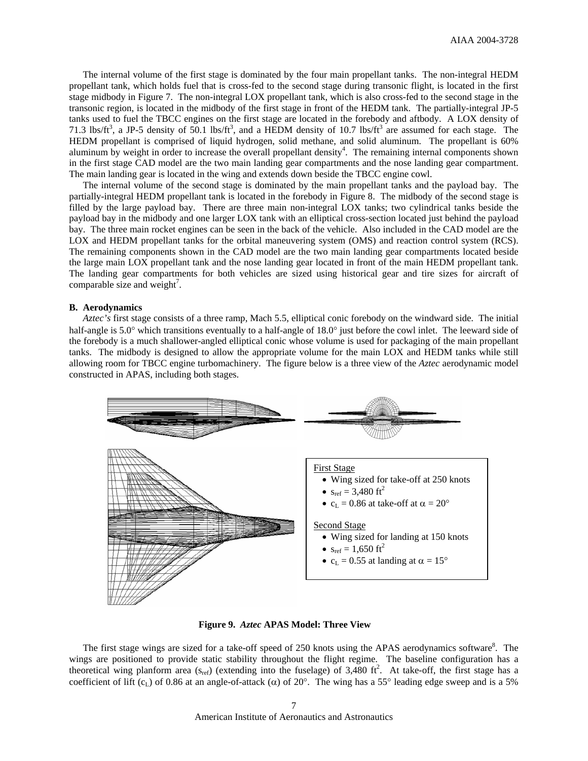The internal volume of the first stage is dominated by the four main propellant tanks. The non-integral HEDM propellant tank, which holds fuel that is cross-fed to the second stage during transonic flight, is located in the first stage midbody in Figure 7. The non-integral LOX propellant tank, which is also cross-fed to the second stage in the transonic region, is located in the midbody of the first stage in front of the HEDM tank. The partially-integral JP-5 tanks used to fuel the TBCC engines on the first stage are located in the forebody and aftbody. A LOX density of 71.3 lbs/ft$^3$, a JP-5 density of 50.1 lbs/ft$^3$, and a HEDM density of 10.7 lbs/ft$^3$ are assumed for each stage. The HEDM propellant is comprised of liquid hydrogen, solid methane, and solid aluminum. The propellant is 60% aluminum by weight in order to increase the overall propellant density[4]. The remaining internal components shown in the first stage CAD model are the two main landing gear compartments and the nose landing gear compartment. The main landing gear is located in the wing and extends down beside the TBCC engine cowl.

The internal volume of the second stage is dominated by the main propellant tanks and the payload bay. The partially-integral HEDM propellant tank is located in the forebody in Figure 8. The midbody of the second stage is filled by the large payload bay. There are three main non-integral LOX tanks; two cylindrical tanks beside the payload bay in the midbody and one larger LOX tank with an elliptical cross-section located just behind the payload bay. The three main rocket engines can be seen in the back of the vehicle. Also included in the CAD model are the LOX and HEDM propellant tanks for the orbital maneuvering system (OMS) and reaction control system (RCS). The remaining components shown in the CAD model are the two main landing gear compartments located beside the large main LOX propellant tank and the nose landing gear located in front of the main HEDM propellant tank. The landing gear compartments for both vehicles are sized using historical gear and tire sizes for aircraft of comparable size and weight[7].

### B. Aerodynamics

*Aztec's* first stage consists of a three ramp, Mach 5.5, elliptical conic forebody on the windward side. The initial half-angle is 5.0° which transitions eventually to a half-angle of 18.0° just before the cowl inlet. The leeward side of the forebody is a much shallower-angled elliptical conic whose volume is used for packaging of the main propellant tanks. The midbody is designed to allow the appropriate volume for the main LOX and HEDM tanks while still allowing room for TBCC engine turbomachinery. The figure below is a three view of the *Aztec* aerodynamic model constructed in APAS, including both stages.

First Stage
- Wing sized for take-off at 250 knots
- $s_{ref}$ = 3,480 ft$^2$
- $c_L$ = 0.86 at take-off at $\alpha$ = 20°

Second Stage
- Wing sized for landing at 150 knots
- $s_{ref}$ = 1,650 ft$^2$
- $c_L$ = 0.55 at landing at $\alpha$ = 15°

**Figure 9. *Aztec* APAS Model: Three View**

The first stage wings are sized for a take-off speed of 250 knots using the APAS aerodynamics software[8]. The wings are positioned to provide static stability throughout the flight regime. The baseline configuration has a theoretical wing planform area ($s_{ref}$) (extending into the fuselage) of 3,480 ft$^2$. At take-off, the first stage has a coefficient of lift ($c_L$) of 0.86 at an angle-of-attack ($\alpha$) of 20°. The wing has a 55° leading edge sweep and is a 5%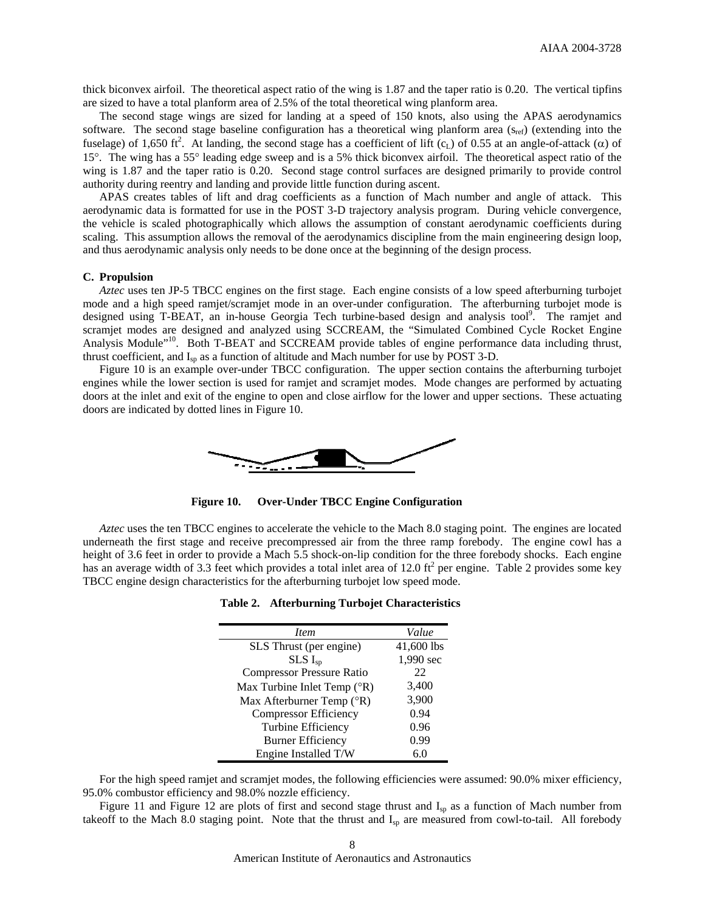thick biconvex airfoil. The theoretical aspect ratio of the wing is 1.87 and the taper ratio is 0.20. The vertical tipfins are sized to have a total planform area of 2.5% of the total theoretical wing planform area.

The second stage wings are sized for landing at a speed of 150 knots, also using the APAS aerodynamics software. The second stage baseline configuration has a theoretical wing planform area ($s_{ref}$) (extending into the fuselage) of 1,650 ft$^2$. At landing, the second stage has a coefficient of lift ($c_L$) of 0.55 at an angle-of-attack ($\alpha$) of 15°. The wing has a 55° leading edge sweep and is a 5% thick biconvex airfoil. The theoretical aspect ratio of the wing is 1.87 and the taper ratio is 0.20. Second stage control surfaces are designed primarily to provide control authority during reentry and landing and provide little function during ascent.

APAS creates tables of lift and drag coefficients as a function of Mach number and angle of attack. This aerodynamic data is formatted for use in the POST 3-D trajectory analysis program. During vehicle convergence, the vehicle is scaled photographically which allows the assumption of constant aerodynamic coefficients during scaling. This assumption allows the removal of the aerodynamics discipline from the main engineering design loop, and thus aerodynamic analysis only needs to be done once at the beginning of the design process.

### C. Propulsion

*Aztec* uses ten JP-5 TBCC engines on the first stage. Each engine consists of a low speed afterburning turbojet mode and a high speed ramjet/scramjet mode in an over-under configuration. The afterburning turbojet mode is designed using T-BEAT, an in-house Georgia Tech turbine-based design and analysis tool[9]. The ramjet and scramjet modes are designed and analyzed using SCCREAM, the "Simulated Combined Cycle Rocket Engine Analysis Module"[10]. Both T-BEAT and SCCREAM provide tables of engine performance data including thrust, thrust coefficient, and $I_{sp}$ as a function of altitude and Mach number for use by POST 3-D.

Figure 10 is an example over-under TBCC configuration. The upper section contains the afterburning turbojet engines while the lower section is used for ramjet and scramjet modes. Mode changes are performed by actuating doors at the inlet and exit of the engine to open and close airflow for the lower and upper sections. These actuating doors are indicated by dotted lines in Figure 10.

**Figure 10. Over-Under TBCC Engine Configuration**

*Aztec* uses the ten TBCC engines to accelerate the vehicle to the Mach 8.0 staging point. The engines are located underneath the first stage and receive precompressed air from the three ramp forebody. The engine cowl has a height of 3.6 feet in order to provide a Mach 5.5 shock-on-lip condition for the three forebody shocks. Each engine has an average width of 3.3 feet which provides a total inlet area of 12.0 ft$^2$ per engine. Table 2 provides some key TBCC engine design characteristics for the afterburning turbojet low speed mode.

**Table 2. Afterburning Turbojet Characteristics**

| *Item* | *Value* |
|---|---|
| SLS Thrust (per engine) | 41,600 lbs |
| SLS $I_{sp}$ | 1,990 sec |
| Compressor Pressure Ratio | 22 |
| Max Turbine Inlet Temp (°R) | 3,400 |
| Max Afterburner Temp (°R) | 3,900 |
| Compressor Efficiency | 0.94 |
| Turbine Efficiency | 0.96 |
| Burner Efficiency | 0.99 |
| Engine Installed T/W | 6.0 |

For the high speed ramjet and scramjet modes, the following efficiencies were assumed: 90.0% mixer efficiency, 95.0% combustor efficiency and 98.0% nozzle efficiency.

Figure 11 and Figure 12 are plots of first and second stage thrust and $I_{sp}$ as a function of Mach number from takeoff to the Mach 8.0 staging point. Note that the thrust and $I_{sp}$ are measured from cowl-to-tail. All forebody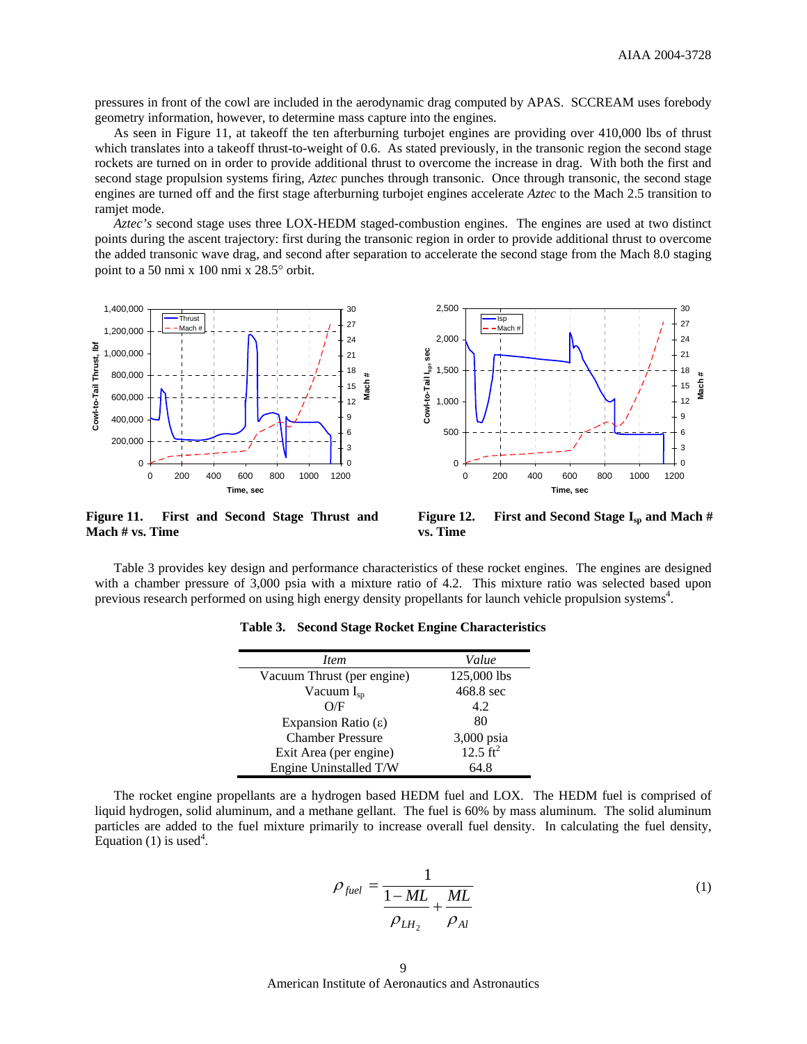pressures in front of the cowl are included in the aerodynamic drag computed by APAS. SCCREAM uses forebody geometry information, however, to determine mass capture into the engines.

As seen in Figure 11, at takeoff the ten afterburning turbojet engines are providing over 410,000 lbs of thrust which translates into a takeoff thrust-to-weight of 0.6. As stated previously, in the transonic region the second stage rockets are turned on in order to provide additional thrust to overcome the increase in drag. With both the first and second stage propulsion systems firing, *Aztec* punches through transonic. Once through transonic, the second stage engines are turned off and the first stage afterburning turbojet engines accelerate *Aztec* to the Mach 2.5 transition to ramjet mode.

*Aztec's* second stage uses three LOX-HEDM staged-combustion engines. The engines are used at two distinct points during the ascent trajectory: first during the transonic region in order to provide additional thrust to overcome the added transonic wave drag, and second after separation to accelerate the second stage from the Mach 8.0 staging point to a 50 nmi x 100 nmi x 28.5° orbit.

**Figure 11. First and Second Stage Thrust and Mach # vs. Time**

**Figure 12. First and Second Stage $I_{sp}$ and Mach # vs. Time**

Table 3 provides key design and performance characteristics of these rocket engines. The engines are designed with a chamber pressure of 3,000 psia with a mixture ratio of 4.2. This mixture ratio was selected based upon previous research performed on using high energy density propellants for launch vehicle propulsion systems[4].

**Table 3. Second Stage Rocket Engine Characteristics**

| *Item* | *Value* |
|---|---|
| Vacuum Thrust (per engine) | 125,000 lbs |
| Vacuum $I_{sp}$ | 468.8 sec |
| O/F | 4.2 |
| Expansion Ratio ($\varepsilon$) | 80 |
| Chamber Pressure | 3,000 psia |
| Exit Area (per engine) | 12.5 ft$^2$ |
| Engine Uninstalled T/W | 64.8 |

The rocket engine propellants are a hydrogen based HEDM fuel and LOX. The HEDM fuel is comprised of liquid hydrogen, solid aluminum, and a methane gellant. The fuel is 60% by mass aluminum. The solid aluminum particles are added to the fuel mixture primarily to increase overall fuel density. In calculating the fuel density, Equation (1) is used[4].

$$\rho_{fuel} = \frac{1}{\dfrac{1-ML}{\rho_{LH_2}} + \dfrac{ML}{\rho_{Al}}} \tag{1}$$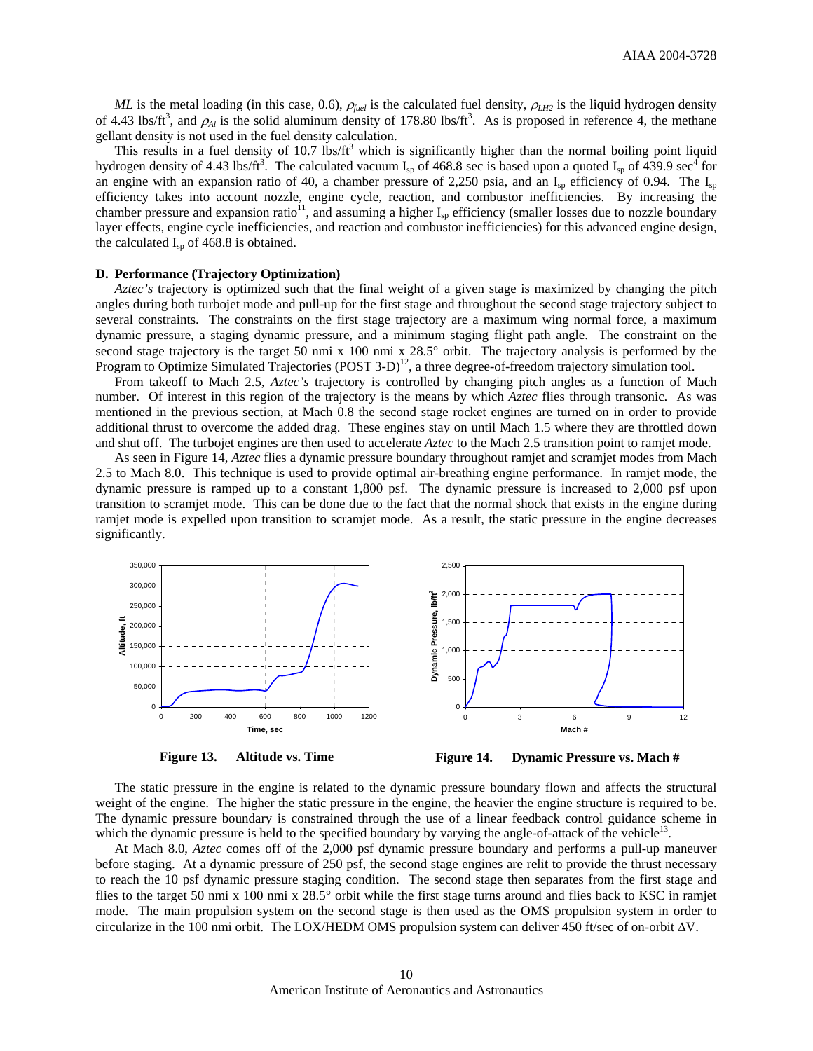*ML* is the metal loading (in this case, 0.6), $\rho_{fuel}$ is the calculated fuel density, $\rho_{LH2}$ is the liquid hydrogen density of 4.43 lbs/ft$^3$, and $\rho_{Al}$ is the solid aluminum density of 178.80 lbs/ft$^3$. As is proposed in reference 4, the methane gellant density is not used in the fuel density calculation.

This results in a fuel density of 10.7 lbs/ft$^3$ which is significantly higher than the normal boiling point liquid hydrogen density of 4.43 lbs/ft$^3$. The calculated vacuum $I_{sp}$ of 468.8 sec is based upon a quoted $I_{sp}$ of 439.9 sec[4] for an engine with an expansion ratio of 40, a chamber pressure of 2,250 psia, and an $I_{sp}$ efficiency of 0.94. The $I_{sp}$ efficiency takes into account nozzle, engine cycle, reaction, and combustor inefficiencies. By increasing the chamber pressure and expansion ratio[11], and assuming a higher $I_{sp}$ efficiency (smaller losses due to nozzle boundary layer effects, engine cycle inefficiencies, and reaction and combustor inefficiencies) for this advanced engine design, the calculated $I_{sp}$ of 468.8 is obtained.

### D. Performance (Trajectory Optimization)

*Aztec's* trajectory is optimized such that the final weight of a given stage is maximized by changing the pitch angles during both turbojet mode and pull-up for the first stage and throughout the second stage trajectory subject to several constraints. The constraints on the first stage trajectory are a maximum wing normal force, a maximum dynamic pressure, a staging dynamic pressure, and a minimum staging flight path angle. The constraint on the second stage trajectory is the target 50 nmi x 100 nmi x 28.5° orbit. The trajectory analysis is performed by the Program to Optimize Simulated Trajectories (POST 3-D)[12], a three degree-of-freedom trajectory simulation tool.

From takeoff to Mach 2.5, *Aztec's* trajectory is controlled by changing pitch angles as a function of Mach number. Of interest in this region of the trajectory is the means by which *Aztec* flies through transonic. As was mentioned in the previous section, at Mach 0.8 the second stage rocket engines are turned on in order to provide additional thrust to overcome the added drag. These engines stay on until Mach 1.5 where they are throttled down and shut off. The turbojet engines are then used to accelerate *Aztec* to the Mach 2.5 transition point to ramjet mode.

As seen in Figure 14, *Aztec* flies a dynamic pressure boundary throughout ramjet and scramjet modes from Mach 2.5 to Mach 8.0. This technique is used to provide optimal air-breathing engine performance. In ramjet mode, the dynamic pressure is ramped up to a constant 1,800 psf. The dynamic pressure is increased to 2,000 psf upon transition to scramjet mode. This can be done due to the fact that the normal shock that exists in the engine during ramjet mode is expelled upon transition to scramjet mode. As a result, the static pressure in the engine decreases significantly.

**Figure 13. Altitude vs. Time**

**Figure 14. Dynamic Pressure vs. Mach #**

The static pressure in the engine is related to the dynamic pressure boundary flown and affects the structural weight of the engine. The higher the static pressure in the engine, the heavier the engine structure is required to be. The dynamic pressure boundary is constrained through the use of a linear feedback control guidance scheme in which the dynamic pressure is held to the specified boundary by varying the angle-of-attack of the vehicle[13].

At Mach 8.0, *Aztec* comes off of the 2,000 psf dynamic pressure boundary and performs a pull-up maneuver before staging. At a dynamic pressure of 250 psf, the second stage engines are relit to provide the thrust necessary to reach the 10 psf dynamic pressure staging condition. The second stage then separates from the first stage and flies to the target 50 nmi x 100 nmi x 28.5° orbit while the first stage turns around and flies back to KSC in ramjet mode. The main propulsion system on the second stage is then used as the OMS propulsion system in order to circularize in the 100 nmi orbit. The LOX/HEDM OMS propulsion system can deliver 450 ft/sec of on-orbit $\Delta V$.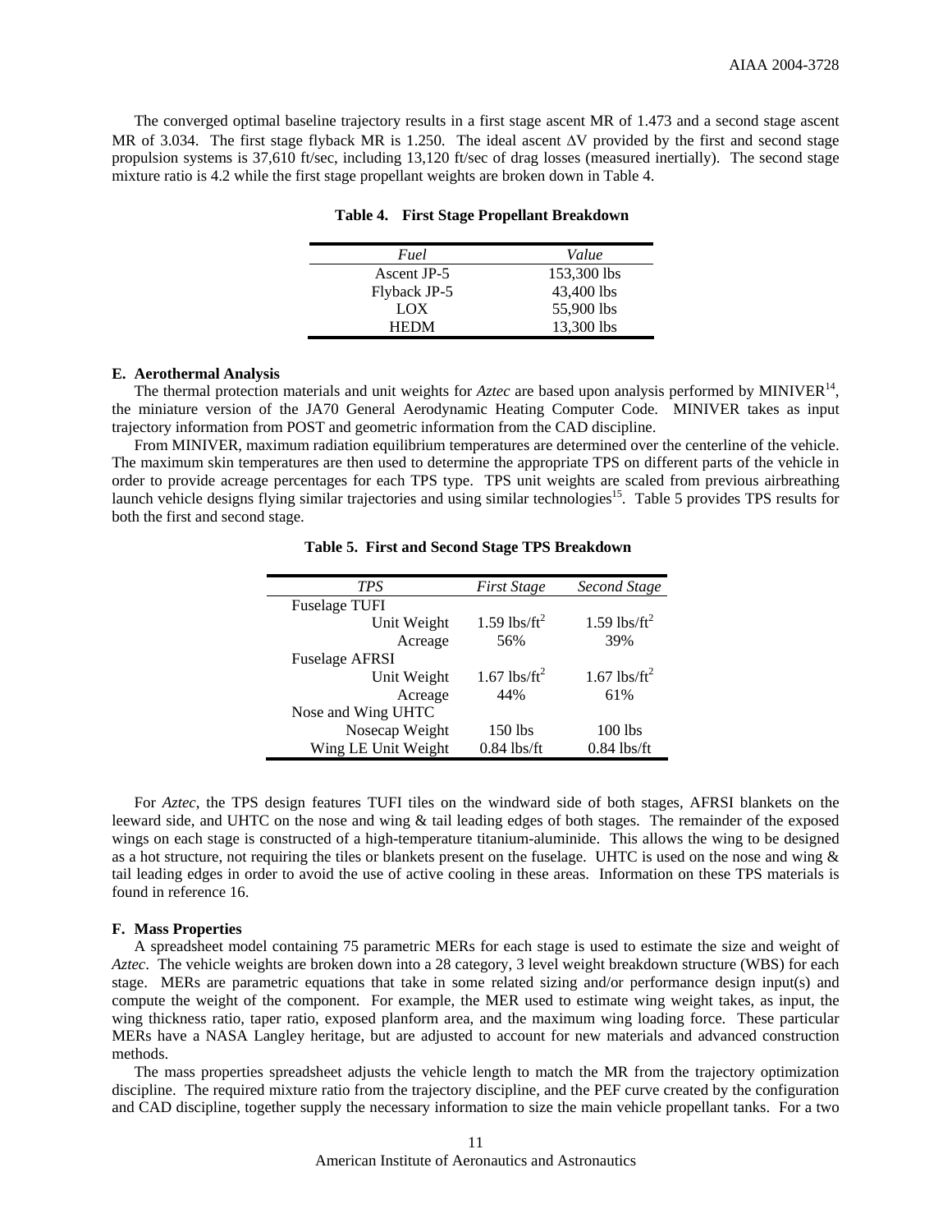The converged optimal baseline trajectory results in a first stage ascent MR of 1.473 and a second stage ascent MR of 3.034. The first stage flyback MR is 1.250. The ideal ascent ΔV provided by the first and second stage propulsion systems is 37,610 ft/sec, including 13,120 ft/sec of drag losses (measured inertially). The second stage mixture ratio is 4.2 while the first stage propellant weights are broken down in Table 4.

**Table 4. First Stage Propellant Breakdown**

| *Fuel* | *Value* |
|---|---|
| Ascent JP-5 | 153,300 lbs |
| Flyback JP-5 | 43,400 lbs |
| LOX | 55,900 lbs |
| HEDM | 13,300 lbs |

### E. Aerothermal Analysis

The thermal protection materials and unit weights for *Aztec* are based upon analysis performed by MINIVER[14], the miniature version of the JA70 General Aerodynamic Heating Computer Code. MINIVER takes as input trajectory information from POST and geometric information from the CAD discipline.

From MINIVER, maximum radiation equilibrium temperatures are determined over the centerline of the vehicle. The maximum skin temperatures are then used to determine the appropriate TPS on different parts of the vehicle in order to provide acreage percentages for each TPS type. TPS unit weights are scaled from previous airbreathing launch vehicle designs flying similar trajectories and using similar technologies[15]. Table 5 provides TPS results for both the first and second stage.

**Table 5. First and Second Stage TPS Breakdown**

| *TPS* | *First Stage* | *Second Stage* |
|---|---|---|
| Fuselage TUFI | | |
| Unit Weight | 1.59 lbs/ft$^2$ | 1.59 lbs/ft$^2$ |
| Acreage | 56% | 39% |
| Fuselage AFRSI | | |
| Unit Weight | 1.67 lbs/ft$^2$ | 1.67 lbs/ft$^2$ |
| Acreage | 44% | 61% |
| Nose and Wing UHTC | | |
| Nosecap Weight | 150 lbs | 100 lbs |
| Wing LE Unit Weight | 0.84 lbs/ft | 0.84 lbs/ft |

For *Aztec*, the TPS design features TUFI tiles on the windward side of both stages, AFRSI blankets on the leeward side, and UHTC on the nose and wing & tail leading edges of both stages. The remainder of the exposed wings on each stage is constructed of a high-temperature titanium-aluminide. This allows the wing to be designed as a hot structure, not requiring the tiles or blankets present on the fuselage. UHTC is used on the nose and wing & tail leading edges in order to avoid the use of active cooling in these areas. Information on these TPS materials is found in reference 16.

### F. Mass Properties

A spreadsheet model containing 75 parametric MERs for each stage is used to estimate the size and weight of *Aztec*. The vehicle weights are broken down into a 28 category, 3 level weight breakdown structure (WBS) for each stage. MERs are parametric equations that take in some related sizing and/or performance design input(s) and compute the weight of the component. For example, the MER used to estimate wing weight takes, as input, the wing thickness ratio, taper ratio, exposed planform area, and the maximum wing loading force. These particular MERs have a NASA Langley heritage, but are adjusted to account for new materials and advanced construction methods.

The mass properties spreadsheet adjusts the vehicle length to match the MR from the trajectory optimization discipline. The required mixture ratio from the trajectory discipline, and the PEF curve created by the configuration and CAD discipline, together supply the necessary information to size the main vehicle propellant tanks. For a two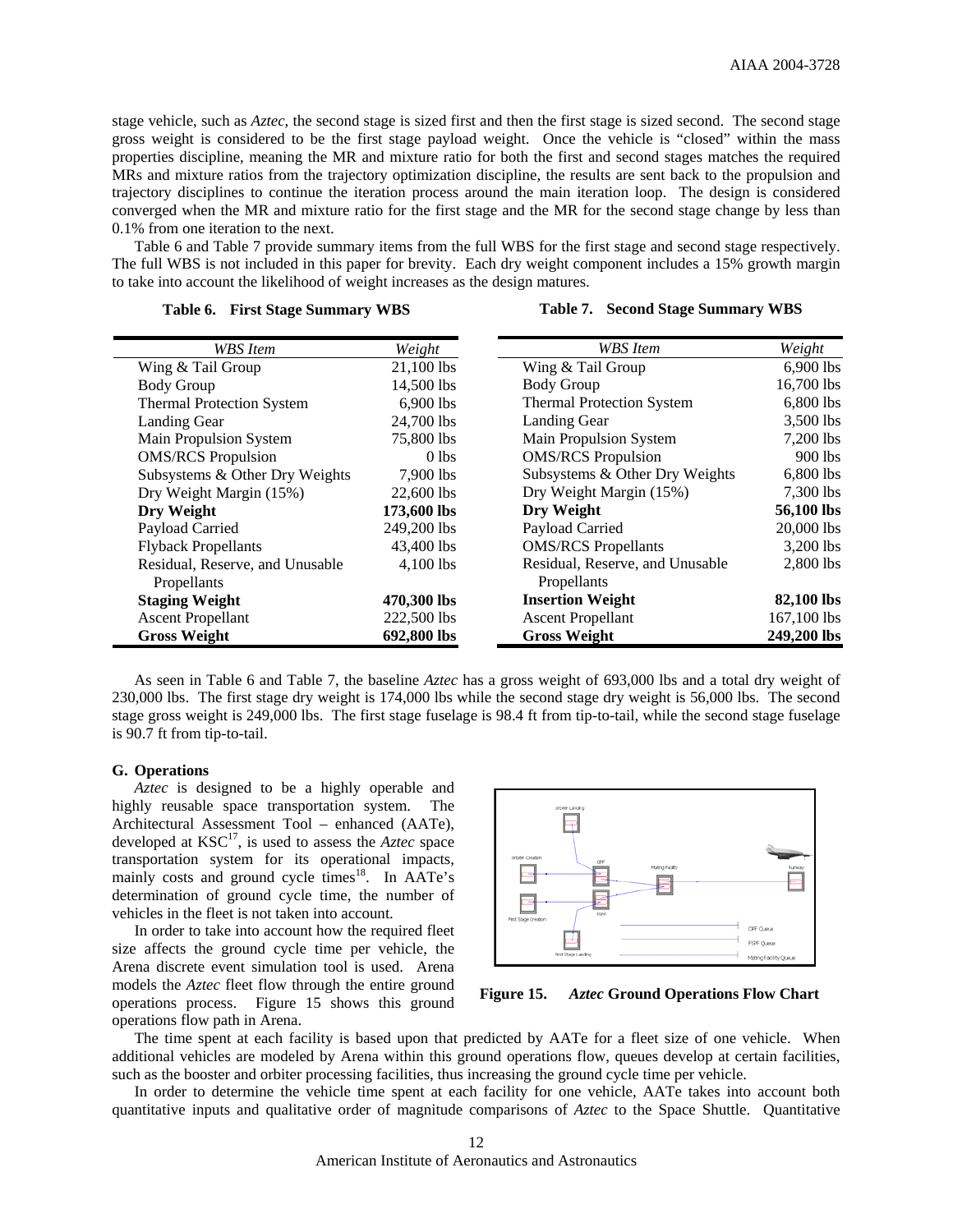stage vehicle, such as *Aztec*, the second stage is sized first and then the first stage is sized second. The second stage gross weight is considered to be the first stage payload weight. Once the vehicle is "closed" within the mass properties discipline, meaning the MR and mixture ratio for both the first and second stages matches the required MRs and mixture ratios from the trajectory optimization discipline, the results are sent back to the propulsion and trajectory disciplines to continue the iteration process around the main iteration loop. The design is considered converged when the MR and mixture ratio for the first stage and the MR for the second stage change by less than 0.1% from one iteration to the next.

Table 6 and Table 7 provide summary items from the full WBS for the first stage and second stage respectively. The full WBS is not included in this paper for brevity. Each dry weight component includes a 15% growth margin to take into account the likelihood of weight increases as the design matures.

**Table 6. First Stage Summary WBS**

| *WBS Item* | *Weight* |
|---|---|
| Wing & Tail Group | 21,100 lbs |
| Body Group | 14,500 lbs |
| Thermal Protection System | 6,900 lbs |
| Landing Gear | 24,700 lbs |
| Main Propulsion System | 75,800 lbs |
| OMS/RCS Propulsion | 0 lbs |
| Subsystems & Other Dry Weights | 7,900 lbs |
| Dry Weight Margin (15%) | 22,600 lbs |
| **Dry Weight** | **173,600 lbs** |
| Payload Carried | 249,200 lbs |
| Flyback Propellants | 43,400 lbs |
| Residual, Reserve, and Unusable Propellants | 4,100 lbs |
| **Staging Weight** | **470,300 lbs** |
| Ascent Propellant | 222,500 lbs |
| **Gross Weight** | **692,800 lbs** |

**Table 7. Second Stage Summary WBS**

| *WBS Item* | *Weight* |
|---|---|
| Wing & Tail Group | 6,900 lbs |
| Body Group | 16,700 lbs |
| Thermal Protection System | 6,800 lbs |
| Landing Gear | 3,500 lbs |
| Main Propulsion System | 7,200 lbs |
| OMS/RCS Propulsion | 900 lbs |
| Subsystems & Other Dry Weights | 6,800 lbs |
| Dry Weight Margin (15%) | 7,300 lbs |
| **Dry Weight** | **56,100 lbs** |
| Payload Carried | 20,000 lbs |
| OMS/RCS Propellants | 3,200 lbs |
| Residual, Reserve, and Unusable Propellants | 2,800 lbs |
| **Insertion Weight** | **82,100 lbs** |
| Ascent Propellant | 167,100 lbs |
| **Gross Weight** | **249,200 lbs** |

As seen in Table 6 and Table 7, the baseline *Aztec* has a gross weight of 693,000 lbs and a total dry weight of 230,000 lbs. The first stage dry weight is 174,000 lbs while the second stage dry weight is 56,000 lbs. The second stage gross weight is 249,000 lbs. The first stage fuselage is 98.4 ft from tip-to-tail, while the second stage fuselage is 90.7 ft from tip-to-tail.

### G. Operations

*Aztec* is designed to be a highly operable and highly reusable space transportation system. The Architectural Assessment Tool – enhanced (AATe), developed at KSC[17], is used to assess the *Aztec* space transportation system for its operational impacts, mainly costs and ground cycle times[18]. In AATe's determination of ground cycle time, the number of vehicles in the fleet is not taken into account.

In order to take into account how the required fleet size affects the ground cycle time per vehicle, the Arena discrete event simulation tool is used. Arena models the *Aztec* fleet flow through the entire ground operations process. Figure 15 shows this ground operations flow path in Arena.

**Figure 15. *Aztec* Ground Operations Flow Chart**

The time spent at each facility is based upon that predicted by AATe for a fleet size of one vehicle. When additional vehicles are modeled by Arena within this ground operations flow, queues develop at certain facilities, such as the booster and orbiter processing facilities, thus increasing the ground cycle time per vehicle.

In order to determine the vehicle time spent at each facility for one vehicle, AATe takes into account both quantitative inputs and qualitative order of magnitude comparisons of *Aztec* to the Space Shuttle. Quantitative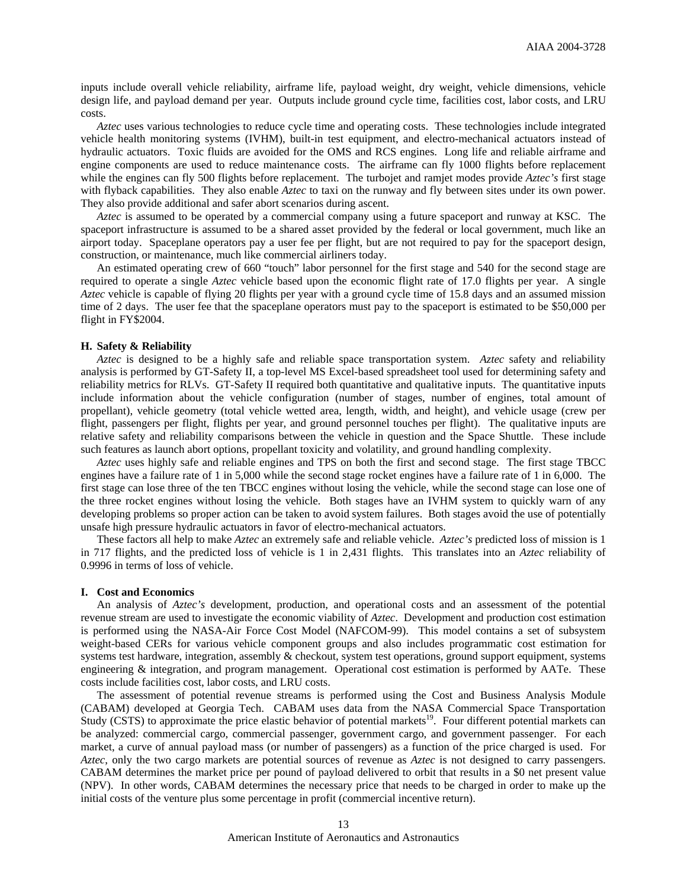inputs include overall vehicle reliability, airframe life, payload weight, dry weight, vehicle dimensions, vehicle design life, and payload demand per year. Outputs include ground cycle time, facilities cost, labor costs, and LRU costs.

*Aztec* uses various technologies to reduce cycle time and operating costs. These technologies include integrated vehicle health monitoring systems (IVHM), built-in test equipment, and electro-mechanical actuators instead of hydraulic actuators. Toxic fluids are avoided for the OMS and RCS engines. Long life and reliable airframe and engine components are used to reduce maintenance costs. The airframe can fly 1000 flights before replacement while the engines can fly 500 flights before replacement. The turbojet and ramjet modes provide *Aztec's* first stage with flyback capabilities. They also enable *Aztec* to taxi on the runway and fly between sites under its own power. They also provide additional and safer abort scenarios during ascent.

*Aztec* is assumed to be operated by a commercial company using a future spaceport and runway at KSC. The spaceport infrastructure is assumed to be a shared asset provided by the federal or local government, much like an airport today. Spaceplane operators pay a user fee per flight, but are not required to pay for the spaceport design, construction, or maintenance, much like commercial airliners today.

An estimated operating crew of 660 "touch" labor personnel for the first stage and 540 for the second stage are required to operate a single *Aztec* vehicle based upon the economic flight rate of 17.0 flights per year. A single *Aztec* vehicle is capable of flying 20 flights per year with a ground cycle time of 15.8 days and an assumed mission time of 2 days. The user fee that the spaceplane operators must pay to the spaceport is estimated to be \$50,000 per flight in FY\$2004.

### H. Safety & Reliability

*Aztec* is designed to be a highly safe and reliable space transportation system. *Aztec* safety and reliability analysis is performed by GT-Safety II, a top-level MS Excel-based spreadsheet tool used for determining safety and reliability metrics for RLVs. GT-Safety II required both quantitative and qualitative inputs. The quantitative inputs include information about the vehicle configuration (number of stages, number of engines, total amount of propellant), vehicle geometry (total vehicle wetted area, length, width, and height), and vehicle usage (crew per flight, passengers per flight, flights per year, and ground personnel touches per flight). The qualitative inputs are relative safety and reliability comparisons between the vehicle in question and the Space Shuttle. These include such features as launch abort options, propellant toxicity and volatility, and ground handling complexity.

*Aztec* uses highly safe and reliable engines and TPS on both the first and second stage. The first stage TBCC engines have a failure rate of 1 in 5,000 while the second stage rocket engines have a failure rate of 1 in 6,000. The first stage can lose three of the ten TBCC engines without losing the vehicle, while the second stage can lose one of the three rocket engines without losing the vehicle. Both stages have an IVHM system to quickly warn of any developing problems so proper action can be taken to avoid system failures. Both stages avoid the use of potentially unsafe high pressure hydraulic actuators in favor of electro-mechanical actuators.

These factors all help to make *Aztec* an extremely safe and reliable vehicle. *Aztec's* predicted loss of mission is 1 in 717 flights, and the predicted loss of vehicle is 1 in 2,431 flights. This translates into an *Aztec* reliability of 0.9996 in terms of loss of vehicle.

### I. Cost and Economics

An analysis of *Aztec's* development, production, and operational costs and an assessment of the potential revenue stream are used to investigate the economic viability of *Aztec*. Development and production cost estimation is performed using the NASA-Air Force Cost Model (NAFCOM-99). This model contains a set of subsystem weight-based CERs for various vehicle component groups and also includes programmatic cost estimation for systems test hardware, integration, assembly & checkout, system test operations, ground support equipment, systems engineering & integration, and program management. Operational cost estimation is performed by AATe. These costs include facilities cost, labor costs, and LRU costs.

The assessment of potential revenue streams is performed using the Cost and Business Analysis Module (CABAM) developed at Georgia Tech. CABAM uses data from the NASA Commercial Space Transportation Study (CSTS) to approximate the price elastic behavior of potential markets[19]. Four different potential markets can be analyzed: commercial cargo, commercial passenger, government cargo, and government passenger. For each market, a curve of annual payload mass (or number of passengers) as a function of the price charged is used. For *Aztec*, only the two cargo markets are potential sources of revenue as *Aztec* is not designed to carry passengers. CABAM determines the market price per pound of payload delivered to orbit that results in a \$0 net present value (NPV). In other words, CABAM determines the necessary price that needs to be charged in order to make up the initial costs of the venture plus some percentage in profit (commercial incentive return).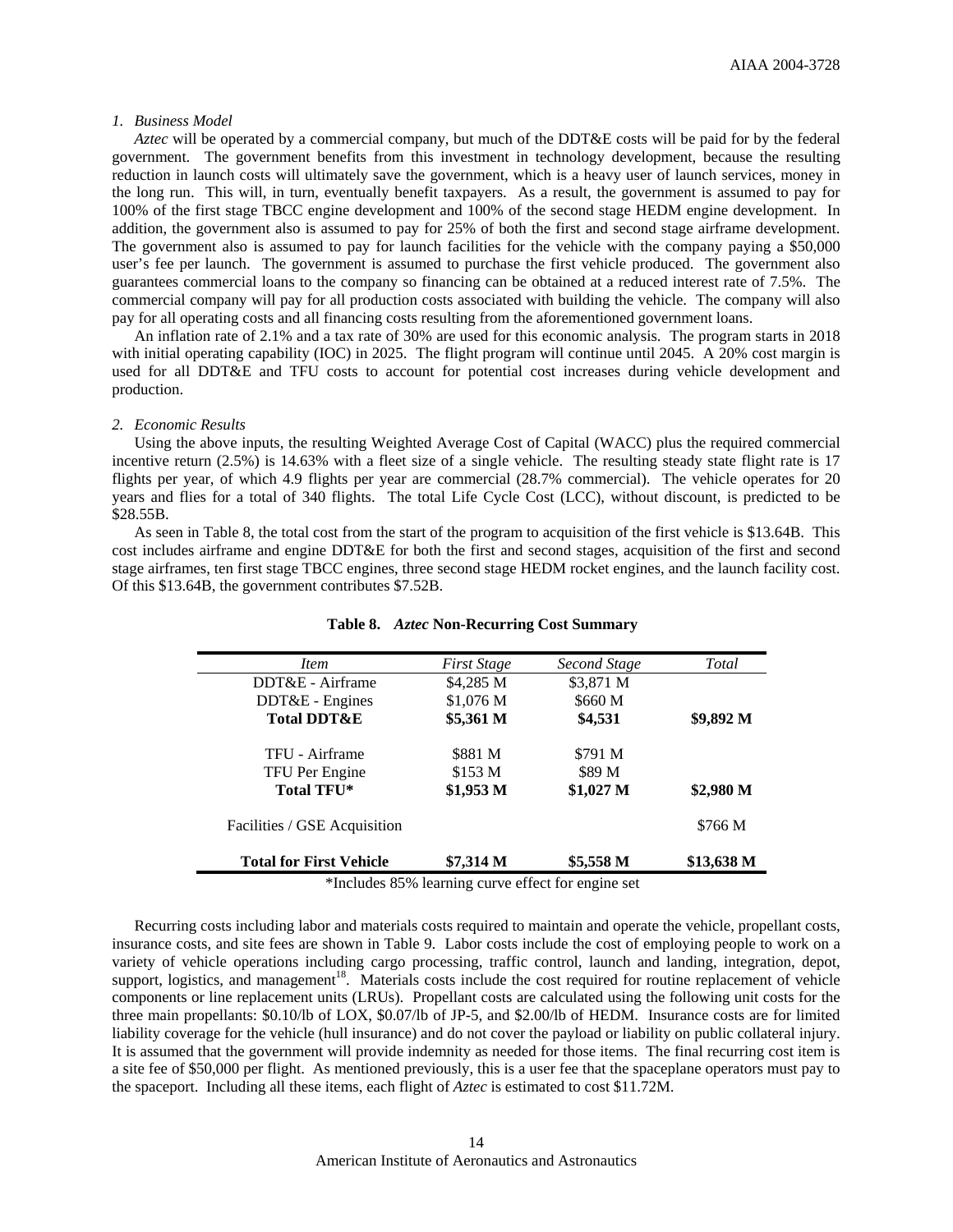*1. Business Model*

*Aztec* will be operated by a commercial company, but much of the DDT&E costs will be paid for by the federal government. The government benefits from this investment in technology development, because the resulting reduction in launch costs will ultimately save the government, which is a heavy user of launch services, money in the long run. This will, in turn, eventually benefit taxpayers. As a result, the government is assumed to pay for 100% of the first stage TBCC engine development and 100% of the second stage HEDM engine development. In addition, the government also is assumed to pay for 25% of both the first and second stage airframe development. The government also is assumed to pay for launch facilities for the vehicle with the company paying a $50,000 user's fee per launch. The government is assumed to purchase the first vehicle produced. The government also guarantees commercial loans to the company so financing can be obtained at a reduced interest rate of 7.5%. The commercial company will pay for all production costs associated with building the vehicle. The company will also pay for all operating costs and all financing costs resulting from the aforementioned government loans.

An inflation rate of 2.1% and a tax rate of 30% are used for this economic analysis. The program starts in 2018 with initial operating capability (IOC) in 2025. The flight program will continue until 2045. A 20% cost margin is used for all DDT&E and TFU costs to account for potential cost increases during vehicle development and production.

*2. Economic Results*

Using the above inputs, the resulting Weighted Average Cost of Capital (WACC) plus the required commercial incentive return (2.5%) is 14.63% with a fleet size of a single vehicle. The resulting steady state flight rate is 17 flights per year, of which 4.9 flights per year are commercial (28.7% commercial). The vehicle operates for 20 years and flies for a total of 340 flights. The total Life Cycle Cost (LCC), without discount, is predicted to be $28.55B.

As seen in Table 8, the total cost from the start of the program to acquisition of the first vehicle is $13.64B. This cost includes airframe and engine DDT&E for both the first and second stages, acquisition of the first and second stage airframes, ten first stage TBCC engines, three second stage HEDM rocket engines, and the launch facility cost. Of this $13.64B, the government contributes $7.52B.

**Table 8. *Aztec* Non-Recurring Cost Summary**

| *Item* | *First Stage* | *Second Stage* | *Total* |
|---|---|---|---|
| DDT&E - Airframe | $4,285 M | $3,871 M | |
| DDT&E - Engines | $1,076 M | $660 M | |
| **Total DDT&E** | **$5,361 M** | **$4,531** | **$9,892 M** |
| TFU - Airframe | $881 M | $791 M | |
| TFU Per Engine | $153 M | $89 M | |
| **Total TFU*** | **$1,953 M** | **$1,027 M** | **$2,980 M** |
| Facilities / GSE Acquisition | | | $766 M |
| **Total for First Vehicle** | **$7,314 M** | **$5,558 M** | **$13,638 M** |

*Includes 85% learning curve effect for engine set

Recurring costs including labor and materials costs required to maintain and operate the vehicle, propellant costs, insurance costs, and site fees are shown in Table 9. Labor costs include the cost of employing people to work on a variety of vehicle operations including cargo processing, traffic control, launch and landing, integration, depot, support, logistics, and management[18]. Materials costs include the cost required for routine replacement of vehicle components or line replacement units (LRUs). Propellant costs are calculated using the following unit costs for the three main propellants: $0.10/lb of LOX, $0.07/lb of JP-5, and $2.00/lb of HEDM. Insurance costs are for limited liability coverage for the vehicle (hull insurance) and do not cover the payload or liability on public collateral injury. It is assumed that the government will provide indemnity as needed for those items. The final recurring cost item is a site fee of $50,000 per flight. As mentioned previously, this is a user fee that the spaceplane operators must pay to the spaceport. Including all these items, each flight of *Aztec* is estimated to cost $11.72M.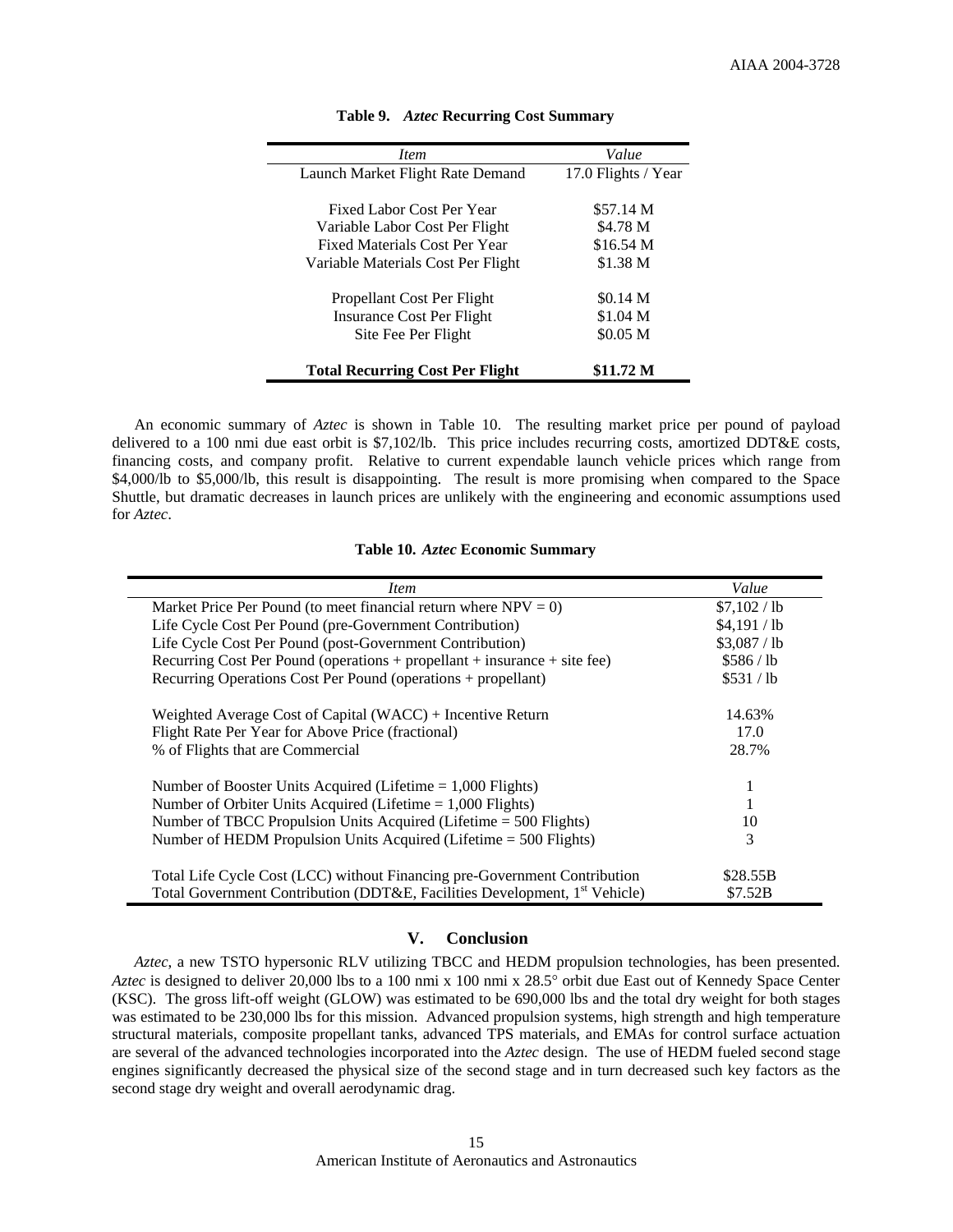**Table 9. *Aztec* Recurring Cost Summary**

| *Item* | *Value* |
|---|---|
| Launch Market Flight Rate Demand | 17.0 Flights / Year |
| | |
| Fixed Labor Cost Per Year | \$57.14 M |
| Variable Labor Cost Per Flight | \$4.78 M |
| Fixed Materials Cost Per Year | \$16.54 M |
| Variable Materials Cost Per Flight | \$1.38 M |
| | |
| Propellant Cost Per Flight | \$0.14 M |
| Insurance Cost Per Flight | \$1.04 M |
| Site Fee Per Flight | \$0.05 M |
| | |
| **Total Recurring Cost Per Flight** | **\$11.72 M** |

An economic summary of *Aztec* is shown in Table 10. The resulting market price per pound of payload delivered to a 100 nmi due east orbit is \$7,102/lb. This price includes recurring costs, amortized DDT&E costs, financing costs, and company profit. Relative to current expendable launch vehicle prices which range from \$4,000/lb to \$5,000/lb, this result is disappointing. The result is more promising when compared to the Space Shuttle, but dramatic decreases in launch prices are unlikely with the engineering and economic assumptions used for *Aztec*.

**Table 10. *Aztec* Economic Summary**

| *Item* | *Value* |
|---|---|
| Market Price Per Pound (to meet financial return where NPV = 0) | \$7,102 / lb |
| Life Cycle Cost Per Pound (pre-Government Contribution) | \$4,191 / lb |
| Life Cycle Cost Per Pound (post-Government Contribution) | \$3,087 / lb |
| Recurring Cost Per Pound (operations + propellant + insurance + site fee) | \$586 / lb |
| Recurring Operations Cost Per Pound (operations + propellant) | \$531 / lb |
| | |
| Weighted Average Cost of Capital (WACC) + Incentive Return | 14.63% |
| Flight Rate Per Year for Above Price (fractional) | 17.0 |
| % of Flights that are Commercial | 28.7% |
| | |
| Number of Booster Units Acquired (Lifetime = 1,000 Flights) | 1 |
| Number of Orbiter Units Acquired (Lifetime = 1,000 Flights) | 1 |
| Number of TBCC Propulsion Units Acquired (Lifetime = 500 Flights) | 10 |
| Number of HEDM Propulsion Units Acquired (Lifetime = 500 Flights) | 3 |
| | |
| Total Life Cycle Cost (LCC) without Financing pre-Government Contribution | \$28.55B |
| Total Government Contribution (DDT&E, Facilities Development, 1st Vehicle) | \$7.52B |

## V. Conclusion

*Aztec*, a new TSTO hypersonic RLV utilizing TBCC and HEDM propulsion technologies, has been presented. *Aztec* is designed to deliver 20,000 lbs to a 100 nmi x 100 nmi x 28.5° orbit due East out of Kennedy Space Center (KSC). The gross lift-off weight (GLOW) was estimated to be 690,000 lbs and the total dry weight for both stages was estimated to be 230,000 lbs for this mission. Advanced propulsion systems, high strength and high temperature structural materials, composite propellant tanks, advanced TPS materials, and EMAs for control surface actuation are several of the advanced technologies incorporated into the *Aztec* design. The use of HEDM fueled second stage engines significantly decreased the physical size of the second stage and in turn decreased such key factors as the second stage dry weight and overall aerodynamic drag.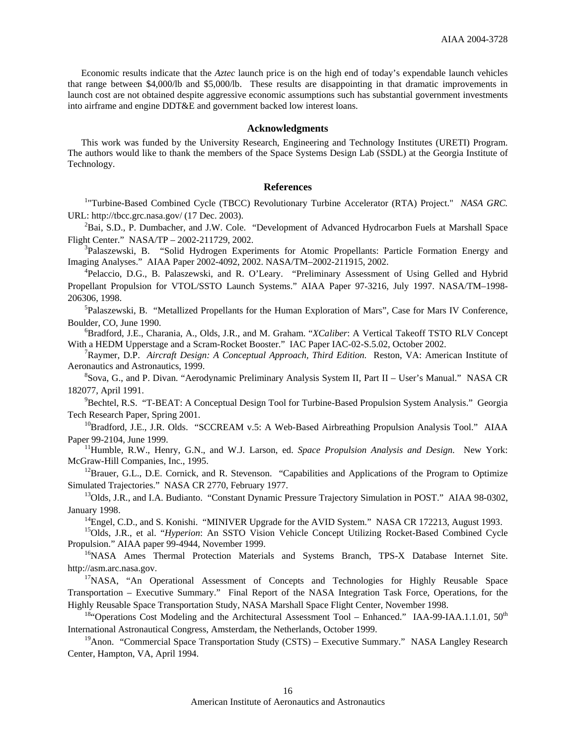Economic results indicate that the *Aztec* launch price is on the high end of today's expendable launch vehicles that range between $4,000/lb and $5,000/lb. These results are disappointing in that dramatic improvements in launch cost are not obtained despite aggressive economic assumptions such has substantial government investments into airframe and engine DDT&E and government backed low interest loans.

## Acknowledgments

This work was funded by the University Research, Engineering and Technology Institutes (URETI) Program. The authors would like to thank the members of the Space Systems Design Lab (SSDL) at the Georgia Institute of Technology.

## References

[1]"Turbine-Based Combined Cycle (TBCC) Revolutionary Turbine Accelerator (RTA) Project." *NASA GRC.* URL: http://tbcc.grc.nasa.gov/ (17 Dec. 2003).

[2]Bai, S.D., P. Dumbacher, and J.W. Cole. "Development of Advanced Hydrocarbon Fuels at Marshall Space Flight Center." NASA/TP – 2002-211729, 2002.

[3]Palaszewski, B. "Solid Hydrogen Experiments for Atomic Propellants: Particle Formation Energy and Imaging Analyses." AIAA Paper 2002-4092, 2002. NASA/TM–2002-211915, 2002.

[4]Pelaccio, D.G., B. Palaszewski, and R. O'Leary. "Preliminary Assessment of Using Gelled and Hybrid Propellant Propulsion for VTOL/SSTO Launch Systems." AIAA Paper 97-3216, July 1997. NASA/TM–1998-206306, 1998.

[5]Palaszewski, B. "Metallized Propellants for the Human Exploration of Mars", Case for Mars IV Conference, Boulder, CO, June 1990.

[6]Bradford, J.E., Charania, A., Olds, J.R., and M. Graham. "*XCaliber*: A Vertical Takeoff TSTO RLV Concept With a HEDM Upperstage and a Scram-Rocket Booster." IAC Paper IAC-02-S.5.02, October 2002.

[7]Raymer, D.P. *Aircraft Design: A Conceptual Approach, Third Edition.* Reston, VA: American Institute of Aeronautics and Astronautics, 1999.

[8]Sova, G., and P. Divan. "Aerodynamic Preliminary Analysis System II, Part II – User's Manual." NASA CR 182077, April 1991.

[9]Bechtel, R.S. "T-BEAT: A Conceptual Design Tool for Turbine-Based Propulsion System Analysis." Georgia Tech Research Paper, Spring 2001.

[10]Bradford, J.E., J.R. Olds. "SCCREAM v.5: A Web-Based Airbreathing Propulsion Analysis Tool." AIAA Paper 99-2104, June 1999.

[11]Humble, R.W., Henry, G.N., and W.J. Larson, ed. *Space Propulsion Analysis and Design.* New York: McGraw-Hill Companies, Inc., 1995.

[12]Brauer, G.L., D.E. Cornick, and R. Stevenson. "Capabilities and Applications of the Program to Optimize Simulated Trajectories." NASA CR 2770, February 1977.

[13]Olds, J.R., and I.A. Budianto. "Constant Dynamic Pressure Trajectory Simulation in POST." AIAA 98-0302, January 1998.

[14]Engel, C.D., and S. Konishi. "MINIVER Upgrade for the AVID System." NASA CR 172213, August 1993.

[15]Olds, J.R., et al. "*Hyperion*: An SSTO Vision Vehicle Concept Utilizing Rocket-Based Combined Cycle Propulsion." AIAA paper 99-4944, November 1999.

[16]NASA Ames Thermal Protection Materials and Systems Branch, TPS-X Database Internet Site. http://asm.arc.nasa.gov.

[17]NASA, "An Operational Assessment of Concepts and Technologies for Highly Reusable Space Transportation – Executive Summary." Final Report of the NASA Integration Task Force, Operations, for the Highly Reusable Space Transportation Study, NASA Marshall Space Flight Center, November 1998.

[18]"Operations Cost Modeling and the Architectural Assessment Tool – Enhanced." IAA-99-IAA.1.1.01, 50th International Astronautical Congress, Amsterdam, the Netherlands, October 1999.

[19]Anon. "Commercial Space Transportation Study (CSTS) – Executive Summary." NASA Langley Research Center, Hampton, VA, April 1994.